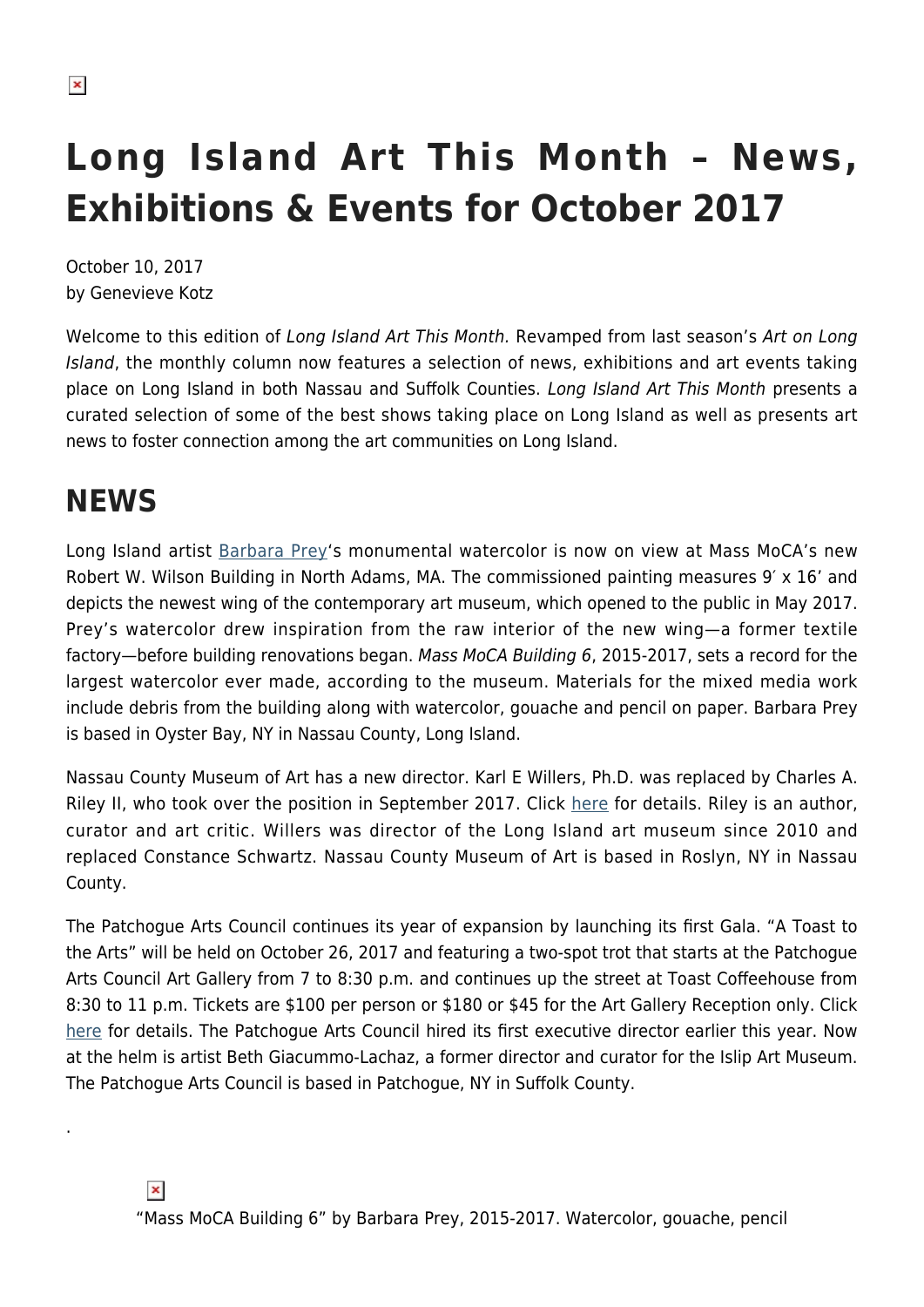# Long Island Art This Month – News, Exhibitions & Events for October 2017

October 10, 2017
by Genevieve Kotz

Welcome to this edition of *Long Island Art This Month.* Revamped from last season's *Art on Long Island*, the monthly column now features a selection of news, exhibitions and art events taking place on Long Island in both Nassau and Suffolk Counties. *Long Island Art This Month* presents a curated selection of some of the best shows taking place on Long Island as well as presents art news to foster connection among the art communities on Long Island.

## NEWS

Long Island artist Barbara Prey's monumental watercolor is now on view at Mass MoCA's new Robert W. Wilson Building in North Adams, MA. The commissioned painting measures 9′ x 16′ and depicts the newest wing of the contemporary art museum, which opened to the public in May 2017. Prey's watercolor drew inspiration from the raw interior of the new wing—a former textile factory—before building renovations began. *Mass MoCA Building 6*, 2015-2017, sets a record for the largest watercolor ever made, according to the museum. Materials for the mixed media work include debris from the building along with watercolor, gouache and pencil on paper. Barbara Prey is based in Oyster Bay, NY in Nassau County, Long Island.

Nassau County Museum of Art has a new director. Karl E Willers, Ph.D. was replaced by Charles A. Riley II, who took over the position in September 2017. Click here for details. Riley is an author, curator and art critic. Willers was director of the Long Island art museum since 2010 and replaced Constance Schwartz. Nassau County Museum of Art is based in Roslyn, NY in Nassau County.

The Patchogue Arts Council continues its year of expansion by launching its first Gala. "A Toast to the Arts" will be held on October 26, 2017 and featuring a two-spot trot that starts at the Patchogue Arts Council Art Gallery from 7 to 8:30 p.m. and continues up the street at Toast Coffeehouse from 8:30 to 11 p.m. Tickets are $100 per person or $180 or $45 for the Art Gallery Reception only. Click here for details. The Patchogue Arts Council hired its first executive director earlier this year. Now at the helm is artist Beth Giacummo-Lachaz, a former director and curator for the Islip Art Museum. The Patchogue Arts Council is based in Patchogue, NY in Suffolk County.

.

"Mass MoCA Building 6" by Barbara Prey, 2015-2017. Watercolor, gouache, pencil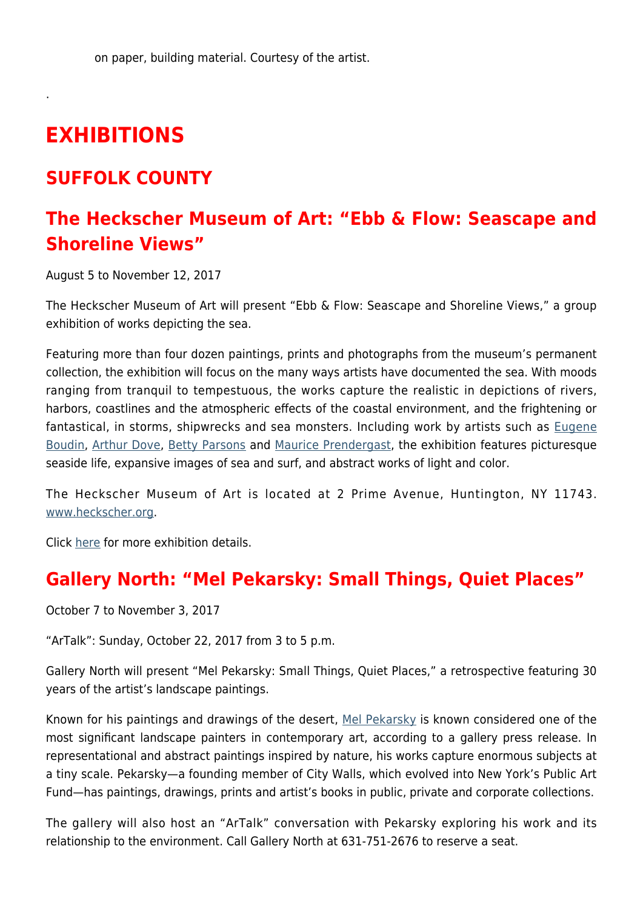on paper, building material. Courtesy of the artist.

.

# EXHIBITIONS

## SUFFOLK COUNTY

### The Heckscher Museum of Art: "Ebb & Flow: Seascape and Shoreline Views"

August 5 to November 12, 2017

The Heckscher Museum of Art will present "Ebb & Flow: Seascape and Shoreline Views," a group exhibition of works depicting the sea.

Featuring more than four dozen paintings, prints and photographs from the museum's permanent collection, the exhibition will focus on the many ways artists have documented the sea. With moods ranging from tranquil to tempestuous, the works capture the realistic in depictions of rivers, harbors, coastlines and the atmospheric effects of the coastal environment, and the frightening or fantastical, in storms, shipwrecks and sea monsters. Including work by artists such as Eugene Boudin, Arthur Dove, Betty Parsons and Maurice Prendergast, the exhibition features picturesque seaside life, expansive images of sea and surf, and abstract works of light and color.

The Heckscher Museum of Art is located at 2 Prime Avenue, Huntington, NY 11743. www.heckscher.org.

Click here for more exhibition details.

### Gallery North: "Mel Pekarsky: Small Things, Quiet Places"

October 7 to November 3, 2017

"ArTalk": Sunday, October 22, 2017 from 3 to 5 p.m.

Gallery North will present "Mel Pekarsky: Small Things, Quiet Places," a retrospective featuring 30 years of the artist's landscape paintings.

Known for his paintings and drawings of the desert, Mel Pekarsky is known considered one of the most significant landscape painters in contemporary art, according to a gallery press release. In representational and abstract paintings inspired by nature, his works capture enormous subjects at a tiny scale. Pekarsky—a founding member of City Walls, which evolved into New York's Public Art Fund—has paintings, drawings, prints and artist's books in public, private and corporate collections.

The gallery will also host an "ArTalk" conversation with Pekarsky exploring his work and its relationship to the environment. Call Gallery North at 631-751-2676 to reserve a seat.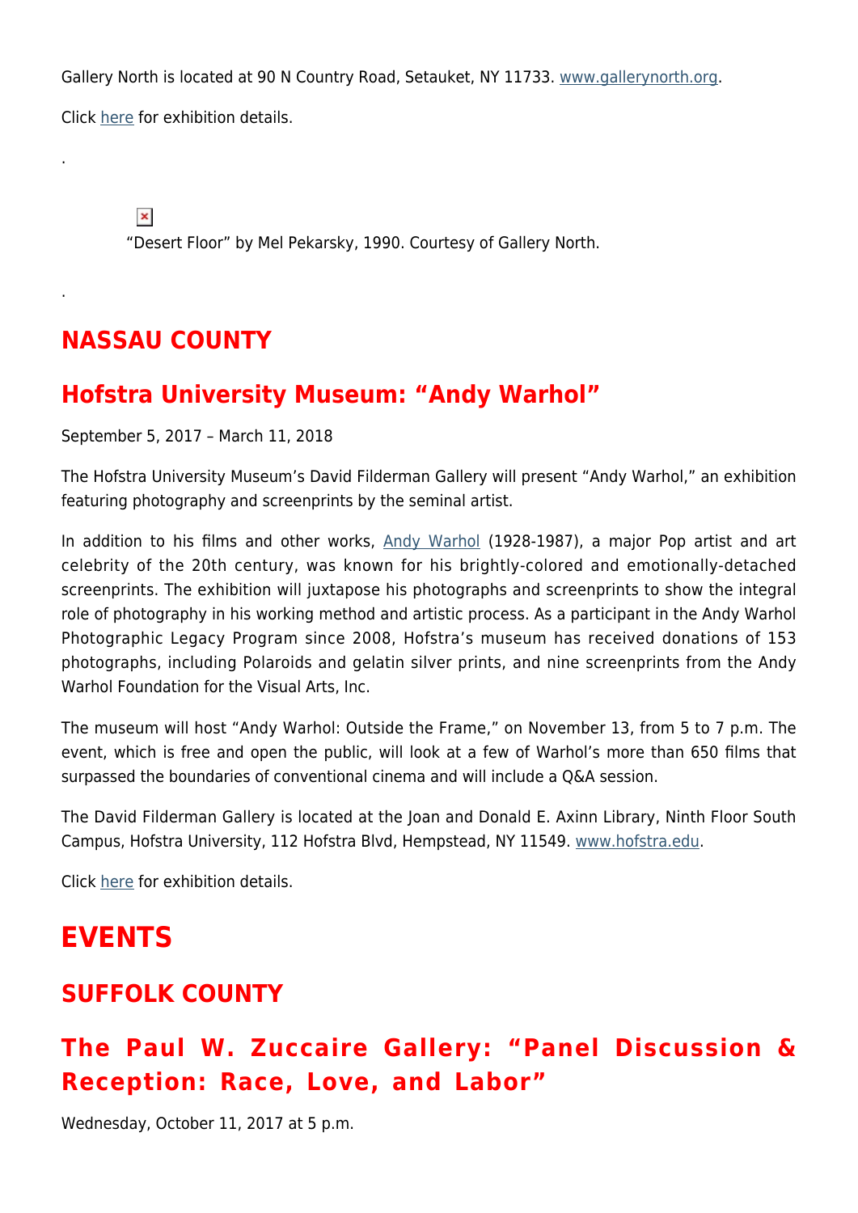Gallery North is located at 90 N Country Road, Setauket, NY 11733. www.gallerynorth.org.

Click here for exhibition details.

.

"Desert Floor" by Mel Pekarsky, 1990. Courtesy of Gallery North.

.

## NASSAU COUNTY

## Hofstra University Museum: "Andy Warhol"

September 5, 2017 – March 11, 2018

The Hofstra University Museum's David Filderman Gallery will present "Andy Warhol," an exhibition featuring photography and screenprints by the seminal artist.

In addition to his films and other works, Andy Warhol (1928-1987), a major Pop artist and art celebrity of the 20th century, was known for his brightly-colored and emotionally-detached screenprints. The exhibition will juxtapose his photographs and screenprints to show the integral role of photography in his working method and artistic process. As a participant in the Andy Warhol Photographic Legacy Program since 2008, Hofstra's museum has received donations of 153 photographs, including Polaroids and gelatin silver prints, and nine screenprints from the Andy Warhol Foundation for the Visual Arts, Inc.

The museum will host "Andy Warhol: Outside the Frame," on November 13, from 5 to 7 p.m. The event, which is free and open the public, will look at a few of Warhol's more than 650 films that surpassed the boundaries of conventional cinema and will include a Q&A session.

The David Filderman Gallery is located at the Joan and Donald E. Axinn Library, Ninth Floor South Campus, Hofstra University, 112 Hofstra Blvd, Hempstead, NY 11549. www.hofstra.edu.

Click here for exhibition details.

# EVENTS

## SUFFOLK COUNTY

## The Paul W. Zuccaire Gallery: "Panel Discussion & Reception: Race, Love, and Labor"

Wednesday, October 11, 2017 at 5 p.m.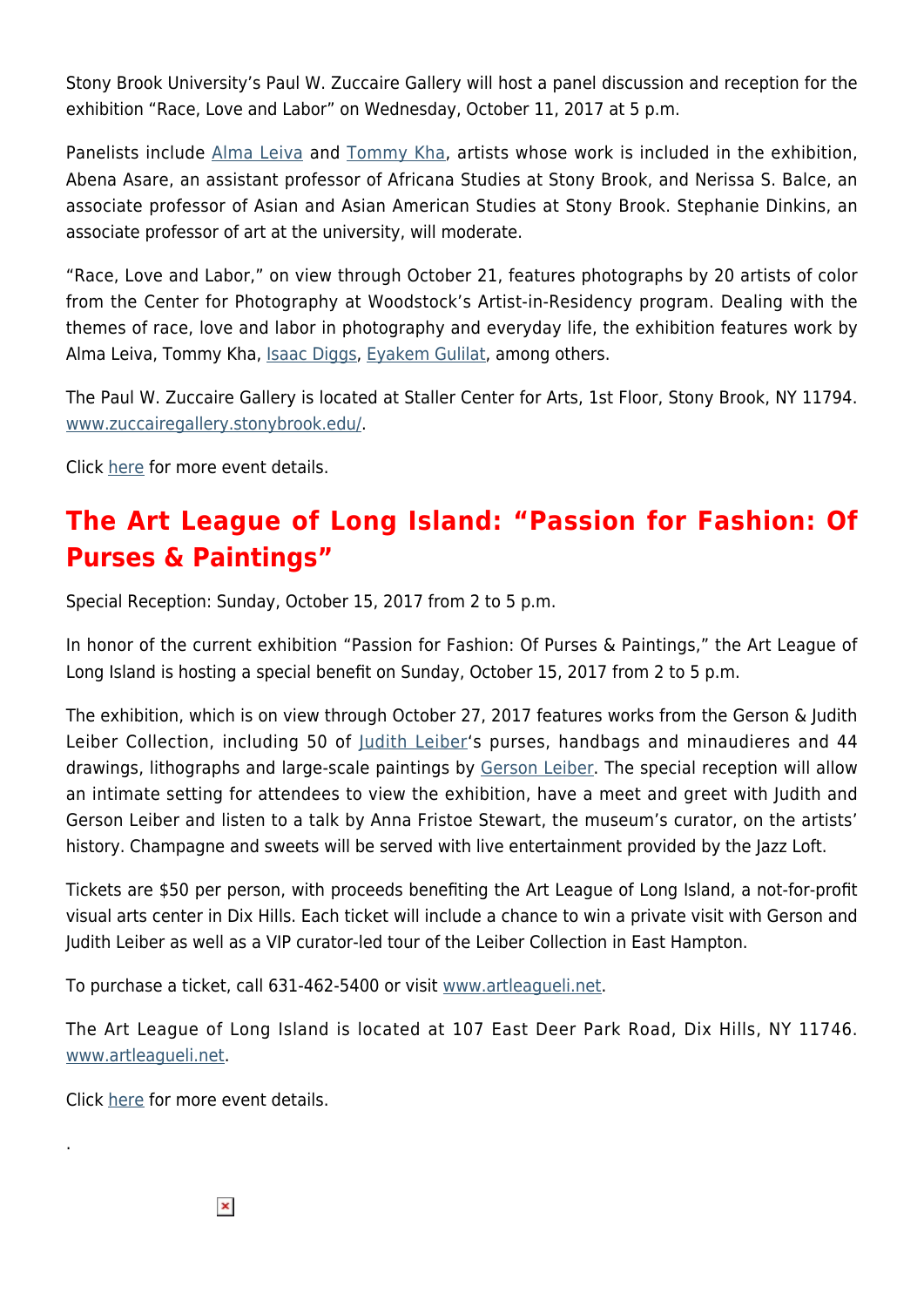Stony Brook University's Paul W. Zuccaire Gallery will host a panel discussion and reception for the exhibition "Race, Love and Labor" on Wednesday, October 11, 2017 at 5 p.m.

Panelists include Alma Leiva and Tommy Kha, artists whose work is included in the exhibition, Abena Asare, an assistant professor of Africana Studies at Stony Brook, and Nerissa S. Balce, an associate professor of Asian and Asian American Studies at Stony Brook. Stephanie Dinkins, an associate professor of art at the university, will moderate.

"Race, Love and Labor," on view through October 21, features photographs by 20 artists of color from the Center for Photography at Woodstock's Artist-in-Residency program. Dealing with the themes of race, love and labor in photography and everyday life, the exhibition features work by Alma Leiva, Tommy Kha, Isaac Diggs, Eyakem Gulilat, among others.

The Paul W. Zuccaire Gallery is located at Staller Center for Arts, 1st Floor, Stony Brook, NY 11794. www.zuccairegallery.stonybrook.edu/.

Click here for more event details.

## The Art League of Long Island: "Passion for Fashion: Of Purses & Paintings"

Special Reception: Sunday, October 15, 2017 from 2 to 5 p.m.

In honor of the current exhibition "Passion for Fashion: Of Purses & Paintings," the Art League of Long Island is hosting a special benefit on Sunday, October 15, 2017 from 2 to 5 p.m.

The exhibition, which is on view through October 27, 2017 features works from the Gerson & Judith Leiber Collection, including 50 of Judith Leiber's purses, handbags and minaudieres and 44 drawings, lithographs and large-scale paintings by Gerson Leiber. The special reception will allow an intimate setting for attendees to view the exhibition, have a meet and greet with Judith and Gerson Leiber and listen to a talk by Anna Fristoe Stewart, the museum's curator, on the artists' history. Champagne and sweets will be served with live entertainment provided by the Jazz Loft.

Tickets are $50 per person, with proceeds benefiting the Art League of Long Island, a not-for-profit visual arts center in Dix Hills. Each ticket will include a chance to win a private visit with Gerson and Judith Leiber as well as a VIP curator-led tour of the Leiber Collection in East Hampton.

To purchase a ticket, call 631-462-5400 or visit www.artleagueli.net.

The Art League of Long Island is located at 107 East Deer Park Road, Dix Hills, NY 11746. www.artleagueli.net.

Click here for more event details.

.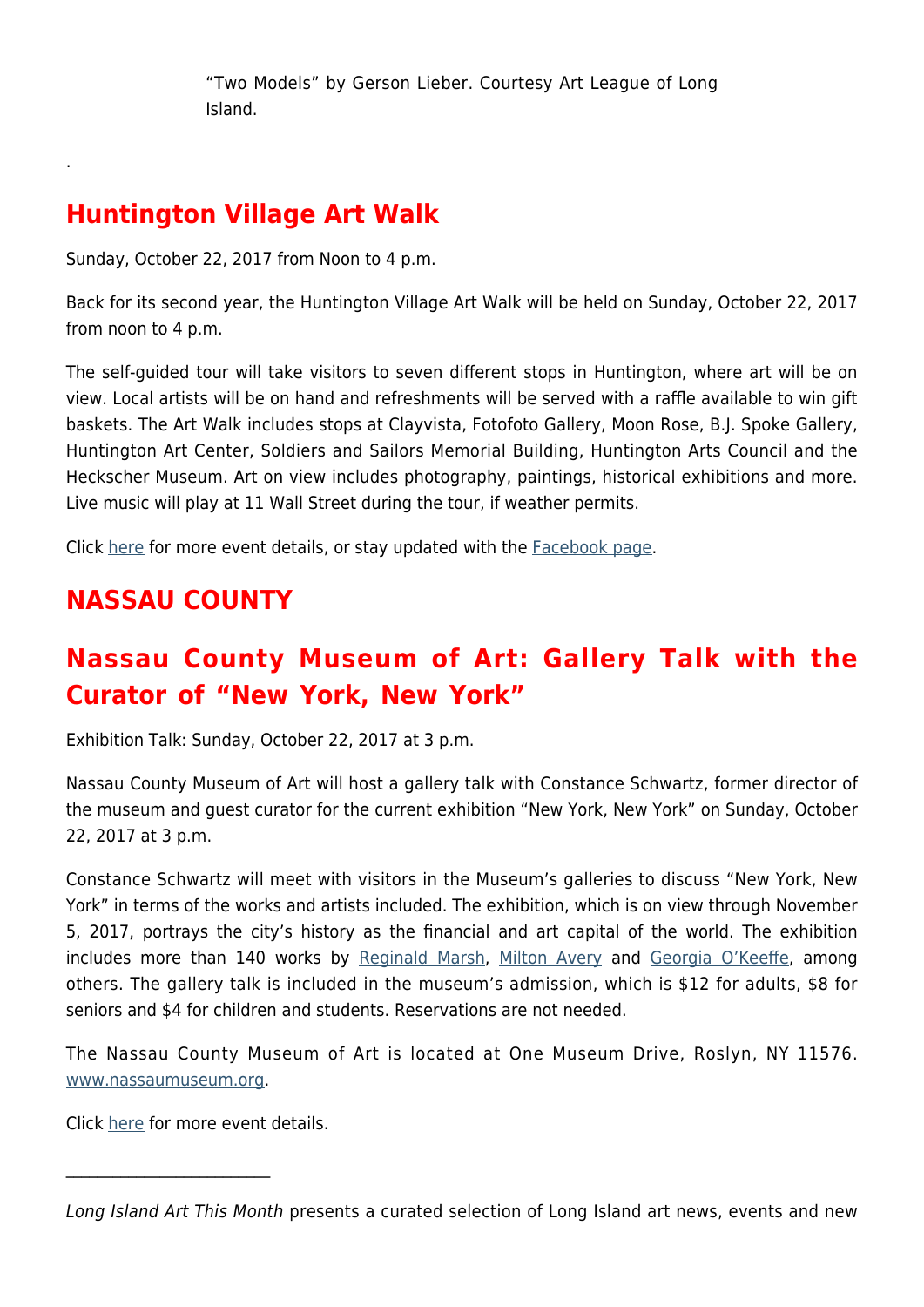"Two Models" by Gerson Lieber. Courtesy Art League of Long Island.

.

## Huntington Village Art Walk

Sunday, October 22, 2017 from Noon to 4 p.m.

Back for its second year, the Huntington Village Art Walk will be held on Sunday, October 22, 2017 from noon to 4 p.m.

The self-guided tour will take visitors to seven different stops in Huntington, where art will be on view. Local artists will be on hand and refreshments will be served with a raffle available to win gift baskets. The Art Walk includes stops at Clayvista, Fotofoto Gallery, Moon Rose, B.J. Spoke Gallery, Huntington Art Center, Soldiers and Sailors Memorial Building, Huntington Arts Council and the Heckscher Museum. Art on view includes photography, paintings, historical exhibitions and more. Live music will play at 11 Wall Street during the tour, if weather permits.

Click here for more event details, or stay updated with the Facebook page.

# NASSAU COUNTY

## Nassau County Museum of Art: Gallery Talk with the Curator of "New York, New York"

Exhibition Talk: Sunday, October 22, 2017 at 3 p.m.

Nassau County Museum of Art will host a gallery talk with Constance Schwartz, former director of the museum and guest curator for the current exhibition "New York, New York" on Sunday, October 22, 2017 at 3 p.m.

Constance Schwartz will meet with visitors in the Museum's galleries to discuss "New York, New York" in terms of the works and artists included. The exhibition, which is on view through November 5, 2017, portrays the city's history as the financial and art capital of the world. The exhibition includes more than 140 works by Reginald Marsh, Milton Avery and Georgia O'Keeffe, among others. The gallery talk is included in the museum's admission, which is $12 for adults, $8 for seniors and $4 for children and students. Reservations are not needed.

The Nassau County Museum of Art is located at One Museum Drive, Roslyn, NY 11576. www.nassaumuseum.org.

Click here for more event details.

---

*Long Island Art This Month* presents a curated selection of Long Island art news, events and new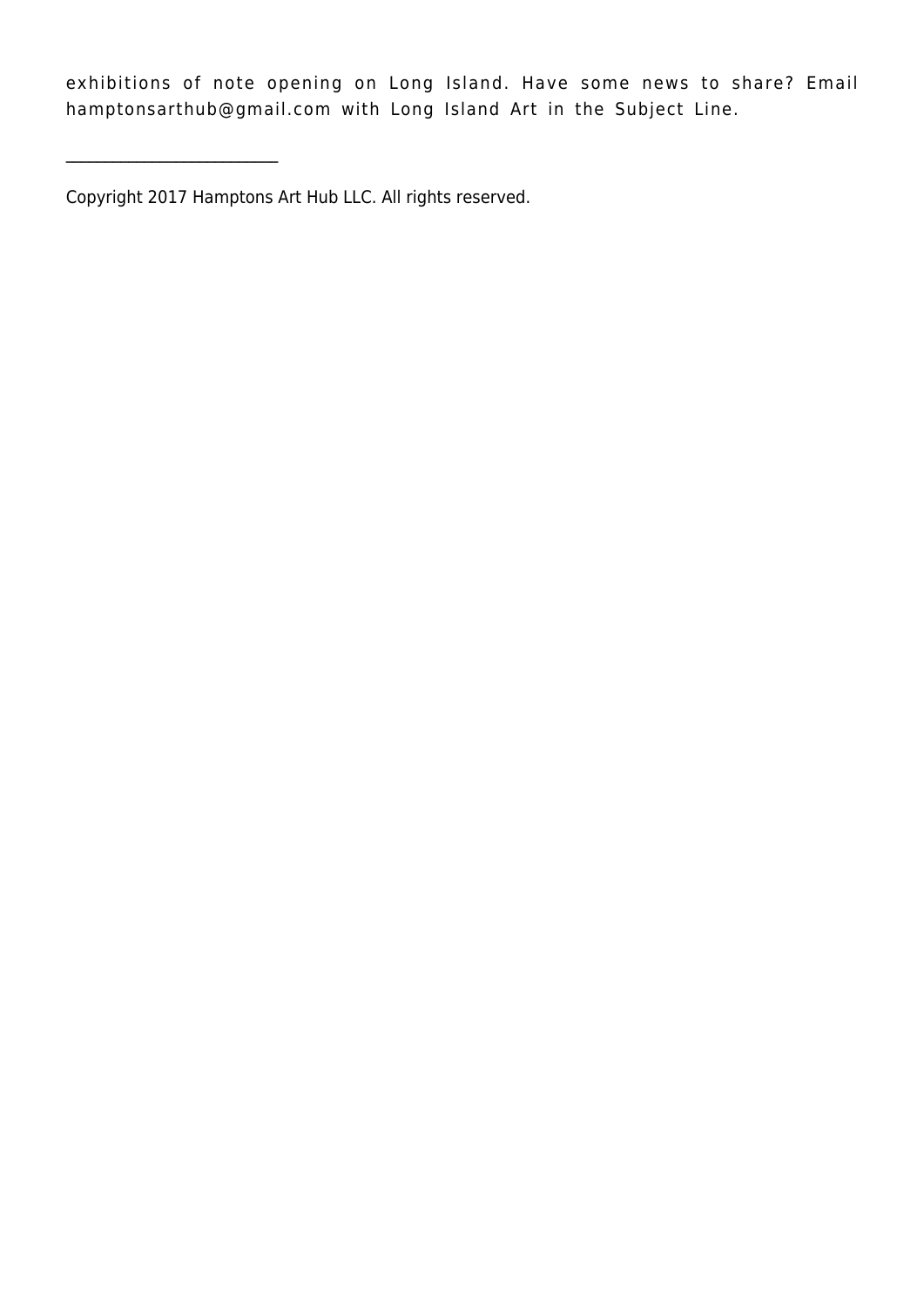exhibitions of note opening on Long Island. Have some news to share? Email hamptonsarthub@gmail.com with Long Island Art in the Subject Line.

\_\_\_\_\_\_\_\_\_\_\_\_\_\_\_\_\_\_\_\_\_\_\_\_\_\_

Copyright 2017 Hamptons Art Hub LLC. All rights reserved.